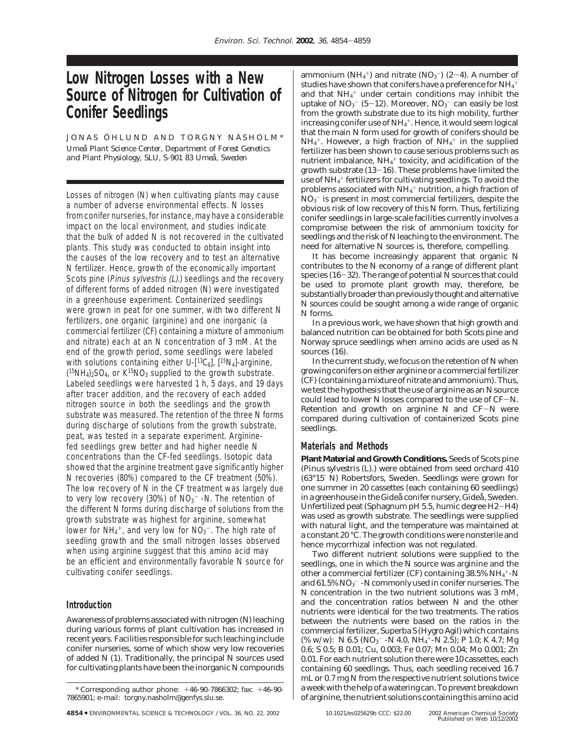# Low Nitrogen Losses with a New Source of Nitrogen for Cultivation of Conifer Seedlings

JONAS ÖHLUND AND TORGNY NÄSHOLM*

*Umeå Plant Science Center, Department of Forest Genetics and Plant Physiology, SLU, S-901 83 Umeå, Sweden*

Losses of nitrogen (N) when cultivating plants may cause a number of adverse environmental effects. N losses from conifer nurseries, for instance, may have a considerable impact on the local environment, and studies indicate that the bulk of added N is not recovered in the cultivated plants. This study was conducted to obtain insight into the causes of the low recovery and to test an alternative N fertilizer. Hence, growth of the economically important Scots pine (*Pinus sylvestris (L).*) seedlings and the recovery of different forms of added nitrogen (N) were investigated in a greenhouse experiment. Containerized seedlings were grown in peat for one summer, with two different N fertilizers, one organic (arginine) and one inorganic (a commercial fertilizer (CF) containing a mixture of ammonium and nitrate) each at an N concentration of 3 mM. At the end of the growth period, some seedlings were labeled with solutions containing either U-[$^{13}C_6$], [$^{15}N_4$]-arginine, $(^{15}NH_4)_2SO_4$, or $K^{15}NO_3$ supplied to the growth substrate. Labeled seedlings were harvested 1 h, 5 days, and 19 days after tracer addition, and the recovery of each added nitrogen source in both the seedlings and the growth substrate was measured. The retention of the three N forms during discharge of solutions from the growth substrate, peat, was tested in a separate experiment. Arginine-fed seedlings grew better and had higher needle N concentrations than the CF-fed seedlings. Isotopic data showed that the arginine treatment gave significantly higher N recoveries (80%) compared to the CF treatment (50%). The low recovery of N in the CF treatment was largely due to very low recovery (30%) of $NO_3^-$-N. The retention of the different N forms during discharge of solutions from the growth substrate was highest for arginine, somewhat lower for $NH_4^+$, and very low for $NO_3^-$. The high rate of seedling growth and the small nitrogen losses observed when using arginine suggest that this amino acid may be an efficient and environmentally favorable N source for cultivating conifer seedlings.

## Introduction

Awareness of problems associated with nitrogen (N) leaching during various forms of plant cultivation has increased in recent years. Facilities responsible for such leaching include conifer nurseries, some of which show very low recoveries of added N (1). Traditionally, the principal N sources used for cultivating plants have been the inorganic N compounds ammonium ($NH_4^+$) and nitrate ($NO_3^-$) (2–4). A number of studies have shown that conifers have a preference for $NH_4^+$ and that $NH_4^+$ under certain conditions may inhibit the uptake of $NO_3^-$ (5–12). Moreover, $NO_3^-$ can easily be lost from the growth substrate due to its high mobility, further increasing conifer use of $NH_4^+$. Hence, it would seem logical that the main N form used for growth of conifers should be $NH_4^+$. However, a high fraction of $NH_4^+$ in the supplied fertilizer has been shown to cause serious problems such as nutrient imbalance, $NH_4^+$ toxicity, and acidification of the growth substrate (13–16). These problems have limited the use of $NH_4^+$ fertilizers for cultivating seedlings. To avoid the problems associated with $NH_4^+$ nutrition, a high fraction of $NO_3^-$ is present in most commercial fertilizers, despite the obvious risk of low recovery of this N form. Thus, fertilizing conifer seedlings in large-scale facilities currently involves a compromise between the risk of ammonium toxicity for seedlings and the risk of N leaching to the environment. The need for alternative N sources is, therefore, compelling.

It has become increasingly apparent that organic N contributes to the N economy of a range of different plant species (16–32). The range of potential N sources that could be used to promote plant growth may, therefore, be substantially broader than previously thought and alternative N sources could be sought among a wide range of organic N forms.

In a previous work, we have shown that high growth and balanced nutrition can be obtained for both Scots pine and Norway spruce seedlings when amino acids are used as N sources (16).

In the current study, we focus on the retention of N when growing conifers on either arginine or a commercial fertilizer (CF) (containing a mixture of nitrate and ammonium). Thus, we test the hypothesis that the use of arginine as an N source could lead to lower N losses compared to the use of CF–N. Retention and growth on arginine N and CF–N were compared during cultivation of containerized Scots pine seedlings.

## Materials and Methods

**Plant Material and Growth Conditions.** Seeds of Scots pine (*Pinus sylvestris* (L.)) were obtained from seed orchard 410 (63°15′ N) Robertsfors, Sweden. Seedlings were grown for one summer in 20 cassettes (each containing 60 seedlings) in a greenhouse in the Gideå conifer nursery, Gideå, Sweden. Unfertilized peat (Sphagnum pH 5.5, humic degree H2–H4) was used as growth substrate. The seedlings were supplied with natural light, and the temperature was maintained at a constant 20 °C. The growth conditions were nonsterile and hence mycorrhizal infection was not regulated.

Two different nutrient solutions were supplied to the seedlings, one in which the N source was arginine and the other a commercial fertilizer (CF) containing 38.5% $NH_4^+$-N and 61.5% $NO_3^-$-N commonly used in conifer nurseries. The N concentration in the two nutrient solutions was 3 mM, and the concentration ratios between N and the other nutrients were identical for the two treatments. The ratios between the nutrients were based on the ratios in the commercial fertilizer, Superba S (Hygro Agil) which contains (% w/w): N 6.5 ($NO_3^-$-N 4.0, $NH_4^+$-N 2.5); P 1.0; K 4.7; Mg 0.6; S 0.5; B 0.01; Cu, 0.003; Fe 0.07; Mn 0.04; Mo 0.001; Zn 0.01. For each nutrient solution there were 10 cassettes, each containing 60 seedlings. Thus, each seedling received 16.7 mL or 0.7 mg N from the respective nutrient solutions twice a week with the help of a watering can. To prevent breakdown of arginine, the nutrient solutions containing this amino acid

\* Corresponding author phone: +46-90-7866302; fax: +46-90-7865901; e-mail: torgny.nasholm@genfys.slu.se.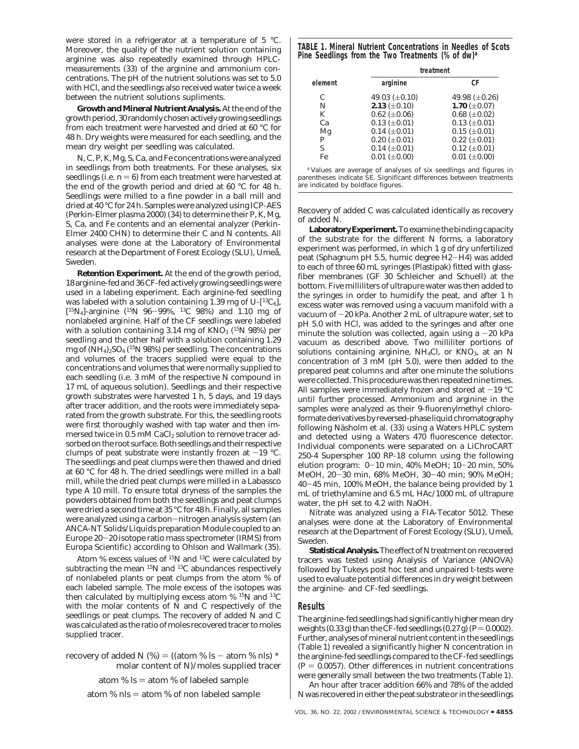were stored in a refrigerator at a temperature of 5 °C. Moreover, the quality of the nutrient solution containing arginine was also repeatedly examined through HPLC-measurements (33) of the arginine and ammonium concentrations. The pH of the nutrient solutions was set to 5.0 with HCl, and the seedlings also received water twice a week between the nutrient solutions supliments.

**Growth and Mineral Nutrient Analysis.** At the end of the growth period, 30 randomly chosen actively growing seedlings from each treatment were harvested and dried at 60 °C for 48 h. Dry weights were measured for each seedling, and the mean dry weight per seedling was calculated.

N, C, P, K, Mg, S, Ca, and Fe concentrations were analyzed in seedlings from both treatments. For these analyses, six seedlings (i.e. $n = 6$) from each treatment were harvested at the end of the growth period and dried at 60 °C for 48 h. Seedlings were milled to a fine powder in a ball mill and dried at 40 °C for 24 h. Samples were analyzed using ICP-AES (Perkin-Elmer plasma 2000) (34) to determine their P, K, Mg, S, Ca, and Fe contents and an elemental analyzer (Perkin-Elmer 2400 CHN) to determine their C and N contents. All analyses were done at the Laboratory of Environmental research at the Department of Forest Ecology (SLU), Umeå, Sweden.

**Retention Experiment.** At the end of the growth period, 18 arginine-fed and 36 CF-fed actively growing seedlings were used in a labeling experiment. Each arginine-fed seedling was labeled with a solution containing 1.39 mg of U-[$^{13}C_6$], [$^{15}N_4$]-arginine ($^{15}N$ 96–99%, $^{13}C$ 98%) and 1.10 mg of nonlabeled arginine. Half of the CF seedlings were labeled with a solution containing 3.14 mg of $KNO_3$ ($^{15}N$ 98%) per seedling and the other half with a solution containing 1.29 mg of $(NH_4)_2SO_4$ ($^{15}N$ 98%) per seedling. The concentrations and volumes of the tracers supplied were equal to the concentrations and volumes that were normally supplied to each seedling (i.e. 3 mM of the respective N compound in 17 mL of aqueous solution). Seedlings and their respective growth substrates were harvested 1 h, 5 days, and 19 days after tracer addition, and the roots were immediately separated from the growth substrate. For this, the seedling roots were first thoroughly washed with tap water and then immersed twice in 0.5 mM $CaCl_2$ solution to remove tracer adsorbed on the root surface. Both seedlings and their respective clumps of peat substrate were instantly frozen at −19 °C. The seedlings and peat clumps were then thawed and dried at 60 °C for 48 h. The dried seedlings were milled in a ball mill, while the dried peat clumps were milled in a Labassco type A 10 mill. To ensure total dryness of the samples the powders obtained from both the seedlings and peat clumps were dried a second time at 35 °C for 48 h. Finally, all samples were analyzed using a carbon−nitrogen analysis system (an ANCA-NT Solids/Liquids preparation Module coupled to an Europe 20−20 isotope ratio mass spectrometer (IRMS) from Europa Scientific) according to Ohlson and Wallmark (35).

Atom % excess values of $^{15}N$ and $^{13}C$ were calculated by subtracting the mean $^{15}N$ and $^{13}C$ abundances respectively of nonlabeled plants or peat clumps from the atom % of each labeled sample. The mole excess of the isotopes was then calculated by multiplying excess atom % $^{15}N$ and $^{13}C$ with the molar contents of N and C respectively of the seedlings or peat clumps. The recovery of added N and C was calculated as the ratio of moles recovered tracer to moles supplied tracer.

$$\text{recovery of added N (\%)} = ((\text{atom \% ls} - \text{atom \% nls}) * \text{molar content of N})/\text{moles supplied tracer}$$

$$\text{atom \% ls} = \text{atom \% of labeled sample}$$

$$\text{atom \% nls} = \text{atom \% of non labeled sample}$$

**TABLE 1. Mineral Nutrient Concentrations in Needles of Scots Pine Seedlings from the Two Treatments (% of dw)[a]**

| | treatment | |
|---|---|---|
| element | arginine | CF |
| C | 49.03 (±0.10) | 49.98 (±0.26) |
| N | **2.13** (±0.10) | **1.70** (±0.07) |
| K | 0.62 (±0.06) | 0.68 (±0.02) |
| Ca | 0.13 (±0.01) | 0.13 (±0.01) |
| Mg | 0.14 (±0.01) | 0.15 (±0.01) |
| P | 0.20 (±0.01) | 0.22 (±0.01) |
| S | 0.14 (±0.01) | 0.12 (±0.01) |
| Fe | 0.01 (±0.00) | 0.01 (±0.00) |

[a] Values are average of analyses of six seedlings and figures in parentheses indicate SE. Significant differences between treatments are indicated by boldface figures.

Recovery of added C was calculated identically as recovery of added N.

**Laboratory Experiment.** To examine the binding capacity of the substrate for the different N forms, a laboratory experiment was performed, in which 1 g of dry unfertilized peat (Sphagnum pH 5.5, humic degree H2−H4) was added to each of three 60 mL syringes (Plastipak) fitted with glass-fiber membranes (GF 30 Schleicher and Schuell) at the bottom. Five milliliters of ultrapure water was then added to the syringes in order to humidify the peat, and after 1 h excess water was removed using a vacuum manifold with a vacuum of −20 kPa. Another 2 mL of ultrapure water, set to pH 5.0 with HCl, was added to the syringes and after one minute the solution was collected, again using a −20 kPa vacuum as described above. Two milliliter portions of solutions containing arginine, $NH_4Cl$, or $KNO_3$, at an N concentration of 3 mM (pH 5.0), were then added to the prepared peat columns and after one minute the solutions were collected. This procedure was then repeated nine times. All samples were immediately frozen and stored at −19 °C until further processed. Ammonium and arginine in the samples were analyzed as their 9-fluorenylmethyl chloroformate derivatives by reversed-phase liquid chromatography following Näsholm et al. (33) using a Waters HPLC system and detected using a Waters 470 fluorescence detector. Individual components were separated on a LiChroCART 250-4 Superspher 100 RP-18 column using the following elution program: 0−10 min, 40% MeOH; 10−20 min, 50% MeOH, 20−30 min, 68% MeOH, 30−40 min; 90% MeOH; 40−45 min, 100% MeOH, the balance being provided by 1 mL of triethylamine and 6.5 mL HAc/1000 mL of ultrapure water, the pH set to 4.2 with NaOH.

Nitrate was analyzed using a FIA-Tecator 5012. These analyses were done at the Laboratory of Environmental research at the Department of Forest Ecology (SLU), Umeå, Sweden.

**Statistical Analysis.** The effect of N treatment on recovered tracers was tested using Analysis of Variance (ANOVA) followed by Tukeys post hoc test and unpaired t-tests were used to evaluate potential differences in dry weight between the arginine- and CF-fed seedlings.

## Results

The arginine-fed seedlings had significantly higher mean dry weights (0.33 g) than the CF-fed seedlings (0.27 g) ($P = 0.0002$). Further, analyses of mineral nutrient content in the seedlings (Table 1) revealed a significantly higher N concentration in the arginine-fed seedlings compared to the CF-fed seedlings ($P = 0.0057$). Other differences in nutrient concentrations were generally small between the two treatments (Table 1).

An hour after tracer addition 66% and 78% of the added N was recovered in either the peat substrate or in the seedlings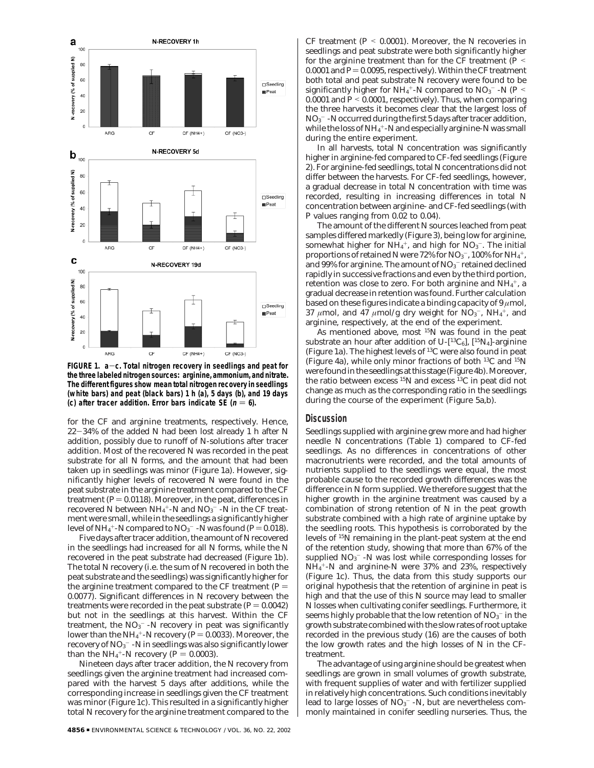**FIGURE 1. a–c. Total nitrogen recovery in seedlings and peat for the three labeled nitrogen sources: arginine, ammonium, and nitrate. The different figures show mean total nitrogen recovery in seedlings (white bars) and peat (black bars) 1 h (a), 5 days (b), and 19 days (c) after tracer addition. Error bars indicate SE (*n* = 6).**

for the CF and arginine treatments, respectively. Hence, 22–34% of the added N had been lost already 1 h after N addition, possibly due to runoff of N-solutions after tracer addition. Most of the recovered N was recorded in the peat substrate for all N forms, and the amount that had been taken up in seedlings was minor (Figure 1a). However, significantly higher levels of recovered N were found in the peat substrate in the arginine treatment compared to the CF treatment ($P = 0.0118$). Moreover, in the peat, differences in recovered N between $NH_4^+$-N and $NO_3^-$-N in the CF treatment were small, while in the seedlings a significantly higher level of $NH_4^+$-N compared to $NO_3^-$-N was found ($P = 0.018$).

Five days after tracer addition, the amount of N recovered in the seedlings had increased for all N forms, while the N recovered in the peat substrate had decreased (Figure 1b). The total N recovery (i.e. the sum of N recovered in both the peat substrate and the seedlings) was significantly higher for the arginine treatment compared to the CF treatment ($P = 0.0077$). Significant differences in N recovery between the treatments were recorded in the peat substrate ($P = 0.0042$) but not in the seedlings at this harvest. Within the CF treatment, the $NO_3^-$-N recovery in peat was significantly lower than the $NH_4^+$-N recovery ($P = 0.0033$). Moreover, the recovery of $NO_3^-$-N in seedlings was also significantly lower than the $NH_4^+$-N recovery ($P = 0.0003$).

Nineteen days after tracer addition, the N recovery from seedlings given the arginine treatment had increased compared with the harvest 5 days after additions, while the corresponding increase in seedlings given the CF treatment was minor (Figure 1c). This resulted in a significantly higher total N recovery for the arginine treatment compared to the CF treatment ($P < 0.0001$). Moreover, the N recoveries in seedlings and peat substrate were both significantly higher for the arginine treatment than for the CF treatment ($P < 0.0001$ and $P = 0.0095$, respectively). Within the CF treatment both total and peat substrate N recovery were found to be significantly higher for $NH_4^+$-N compared to $NO_3^-$-N ($P < 0.0001$ and $P < 0.0001$, respectively). Thus, when comparing the three harvests it becomes clear that the largest loss of $NO_3^-$-N occurred during the first 5 days after tracer addition, while the loss of $NH_4^+$-N and especially arginine-N was small during the entire experiment.

In all harvests, total N concentration was significantly higher in arginine-fed compared to CF-fed seedlings (Figure 2). For arginine-fed seedlings, total N concentrations did not differ between the harvests. For CF-fed seedlings, however, a gradual decrease in total N concentration with time was recorded, resulting in increasing differences in total N concentration between arginine- and CF-fed seedlings (with P values ranging from 0.02 to 0.04).

The amount of the different N sources leached from peat samples differed markedly (Figure 3), being low for arginine, somewhat higher for $NH_4^+$, and high for $NO_3^-$. The initial proportions of retained N were 72% for $NO_3^-$, 100% for $NH_4^+$, and 99% for arginine. The amount of $NO_3^-$ retained declined rapidly in successive fractions and even by the third portion, retention was close to zero. For both arginine and $NH_4^+$, a gradual decrease in retention was found. Further calculation based on these figures indicate a binding capacity of 9 $\mu$mol, 37 $\mu$mol, and 47 $\mu$mol/g dry weight for $NO_3^-$, $NH_4^+$, and arginine, respectively, at the end of the experiment.

As mentioned above, most $^{15}N$ was found in the peat substrate an hour after addition of U-[$^{13}C_6$], [$^{15}N_4$]-arginine (Figure 1a). The highest levels of $^{13}C$ were also found in peat (Figure 4a), while only minor fractions of both $^{13}C$ and $^{15}N$ were found in the seedlings at this stage (Figure 4b). Moreover, the ratio between excess $^{15}N$ and excess $^{13}C$ in peat did not change as much as the corresponding ratio in the seedlings during the course of the experiment (Figure 5a,b).

## Discussion

Seedlings supplied with arginine grew more and had higher needle N concentrations (Table 1) compared to CF-fed seedlings. As no differences in concentrations of other macronutrients were recorded, and the total amounts of nutrients supplied to the seedlings were equal, the most probable cause to the recorded growth differences was the difference in N form supplied. We therefore suggest that the higher growth in the arginine treatment was caused by a combination of strong retention of N in the peat growth substrate combined with a high rate of arginine uptake by the seedling roots. This hypothesis is corroborated by the levels of $^{15}N$ remaining in the plant-peat system at the end of the retention study, showing that more than 67% of the supplied $NO_3^-$-N was lost while corresponding losses for $NH_4^+$-N and arginine-N were 37% and 23%, respectively (Figure 1c). Thus, the data from this study supports our original hypothesis that the retention of arginine in peat is high and that the use of this N source may lead to smaller N losses when cultivating conifer seedlings. Furthermore, it seems highly probable that the low retention of $NO_3^-$ in the growth substrate combined with the slow rates of root uptake recorded in the previous study (16) are the causes of both the low growth rates and the high losses of N in the CF-treatment.

The advantage of using arginine should be greatest when seedlings are grown in small volumes of growth substrate, with frequent supplies of water and with fertilizer supplied in relatively high concentrations. Such conditions inevitably lead to large losses of $NO_3^-$-N, but are nevertheless commonly maintained in conifer seedling nurseries. Thus, the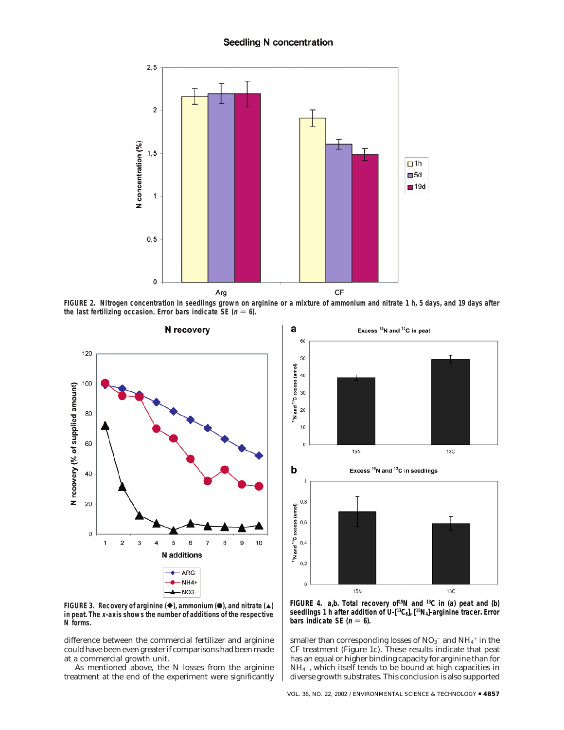**FIGURE 2. Nitrogen concentration in seedlings grown on arginine or a mixture of ammonium and nitrate 1 h, 5 days, and 19 days after the last fertilizing occasion. Error bars indicate SE ($n = 6$).**

**FIGURE 3. Recovery of arginine (◆), ammonium (●), and nitrate (▲) in peat. The *x*-axis shows the number of additions of the respective N forms.**

**FIGURE 4. a,b. Total recovery of $^{15}N$ and $^{13}C$ in (a) peat and (b) seedlings 1 h after addition of U-[$^{13}C_6$], [$^{15}N_4$]-arginine tracer. Error bars indicate SE ($n = 6$).**

difference between the commercial fertilizer and arginine could have been even greater if comparisons had been made at a commercial growth unit.

As mentioned above, the N losses from the arginine treatment at the end of the experiment were significantly smaller than corresponding losses of $NO_3^-$ and $NH_4^+$ in the CF treatment (Figure 1c). These results indicate that peat has an equal or higher binding capacity for arginine than for $NH_4^+$, which itself tends to be bound at high capacities in diverse growth substrates. This conclusion is also supported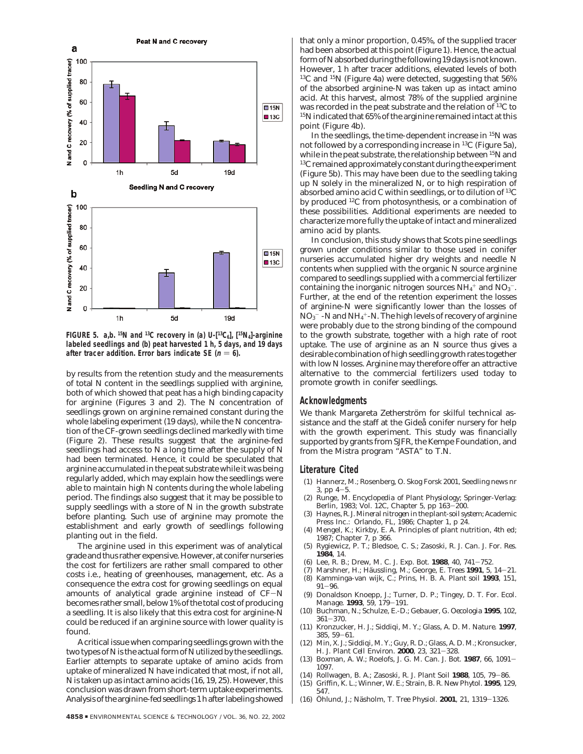FIGURE 5. a,b. $^{15}N$ and $^{13}C$ recovery in (a) U-[$^{13}C_6$], [$^{15}N_4$]-arginine labeled seedlings and (b) peat harvested 1 h, 5 days, and 19 days after tracer addition. Error bars indicate SE ($n = 6$).

by results from the retention study and the measurements of total N content in the seedlings supplied with arginine, both of which showed that peat has a high binding capacity for arginine (Figures 3 and 2). The N concentration of seedlings grown on arginine remained constant during the whole labeling experiment (19 days), while the N concentration of the CF-grown seedlings declined markedly with time (Figure 2). These results suggest that the arginine-fed seedlings had access to N a long time after the supply of N had been terminated. Hence, it could be speculated that arginine accumulated in the peat substrate while it was being regularly added, which may explain how the seedlings were able to maintain high N contents during the whole labeling period. The findings also suggest that it may be possible to supply seedlings with a store of N in the growth substrate before planting. Such use of arginine may promote the establishment and early growth of seedlings following planting out in the field.

The arginine used in this experiment was of analytical grade and thus rather expensive. However, at conifer nurseries the cost for fertilizers are rather small compared to other costs i.e., heating of greenhouses, management, etc. As a consequence the extra cost for growing seedlings on equal amounts of analytical grade arginine instead of CF−N becomes rather small, below 1% of the total cost of producing a seedling. It is also likely that this extra cost for arginine-N could be reduced if an arginine source with lower quality is found.

A critical issue when comparing seedlings grown with the two types of N is the actual form of N utilized by the seedlings. Earlier attempts to separate uptake of amino acids from uptake of mineralized N have indicated that most, if not all, N is taken up as intact amino acids (16, 19, 25). However, this conclusion was drawn from short-term uptake experiments. Analysis of the arginine-fed seedlings 1 h after labeling showed that only a minor proportion, 0.45%, of the supplied tracer had been absorbed at this point (Figure 1). Hence, the actual form of N absorbed during the following 19 days is not known. However, 1 h after tracer additions, elevated levels of both $^{13}C$ and $^{15}N$ (Figure 4a) were detected, suggesting that 56% of the absorbed arginine-N was taken up as intact amino acid. At this harvest, almost 78% of the supplied arginine was recorded in the peat substrate and the relation of $^{13}C$ to $^{15}N$ indicated that 65% of the arginine remained intact at this point (Figure 4b).

In the seedlings, the time-dependent increase in $^{15}N$ was not followed by a corresponding increase in $^{13}C$ (Figure 5a), while in the peat substrate, the relationship between $^{15}N$ and $^{13}C$ remained approximately constant during the experiment (Figure 5b). This may have been due to the seedling taking up N solely in the mineralized N, or to high respiration of absorbed amino acid C within seedlings, or to dilution of $^{13}C$ by produced $^{12}C$ from photosynthesis, or a combination of these possibilities. Additional experiments are needed to characterize more fully the uptake of intact and mineralized amino acid by plants.

In conclusion, this study shows that Scots pine seedlings grown under conditions similar to those used in conifer nurseries accumulated higher dry weights and needle N contents when supplied with the organic N source arginine compared to seedlings supplied with a commercial fertilizer containing the inorganic nitrogen sources $NH_4^+$ and $NO_3^-$. Further, at the end of the retention experiment the losses of arginine-N were significantly lower than the losses of $NO_3^-$-N and $NH_4^+$-N. The high levels of recovery of arginine were probably due to the strong binding of the compound to the growth substrate, together with a high rate of root uptake. The use of arginine as an N source thus gives a desirable combination of high seedling growth rates together with low N losses. Arginine may therefore offer an attractive alternative to the commercial fertilizers used today to promote growth in conifer seedlings.

## Acknowledgments

We thank Margareta Zetherström for skilful technical assistance and the staff at the Gideå conifer nursery for help with the growth experiment. This study was financially supported by grants from SJFR, the Kempe Foundation, and from the Mistra program "ASTA" to T.N.

## Literature Cited

(1) Hannerz, M.; Rosenberg, O. *Skog Forsk* 2001, Seedling news nr 3, pp 4−5.
(2) Runge, M. *Encyclopedia of Plant Physiology*; Springer-Verlag: Berlin, 1983; Vol. 12C, Chapter 5, pp 163−200.
(3) Haynes, R. J. *Mineral nitrogen in the plant-soil system*; Academic Press Inc.: Orlando, FL, 1986; Chapter 1, p 24.
(4) Mengel, K.; Kirkby, E. A. *Principles of plant nutrition*, 4th ed; 1987; Chapter 7, p 366.
(5) Rygiewicz, P. T.; Bledsoe, C. S.; Zasoski, R. J. *Can. J. For. Res.* **1984**, 14.
(6) Lee, R. B.; Drew, M. C. *J. Exp. Bot.* **1988**, 40, 741−752.
(7) Marshner, H.; Häussling, M.; George, E. *Trees* **1991**, 5, 14−21.
(8) Kamminga-van wijk, C.; Prins, H. B. A. *Plant soil* **1993**, 151, 91−96.
(9) Donaldson Knoepp, J.; Turner, D. P.; Tingey, D. T. *For. Ecol. Manage.* **1993**, 59, 179−191.
(10) Buchman, N.; Schulze, E.-D.; Gebauer, G. *Oecologia* **1995**, 102, 361−370.
(11) Kronzucker, H. J.; Siddiqi, M. Y.; Glass, A. D. M. *Nature.* **1997**, 385, 59−61.
(12) Min, X. J.; Siddiqi, M. Y.; Guy, R. D.; Glass, A. D. M.; Kronsucker, H. J. *Plant Cell Environ.* **2000**, 23, 321−328.
(13) Boxman, A. W.; Roelofs, J. G. M. *Can. J. Bot.* **1987**, 66, 1091−1097.
(14) Rollwagen, B. A.; Zasoski, R. J. *Plant Soil* **1988**, 105, 79−86.
(15) Griffin, K. L.; Winner, W. E.; Strain, B. R. *New Phytol.* **1995**, 129, 547.
(16) Öhlund, J.; Näsholm, T. *Tree Physiol.* **2001**, 21, 1319−1326.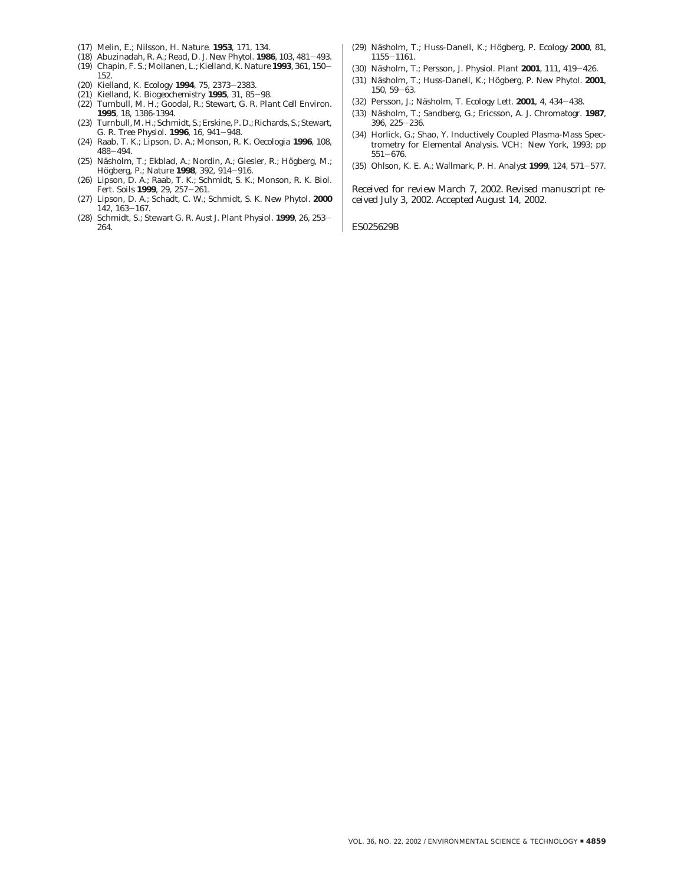(17) Melin, E.; Nilsson, H. *Nature.* **1953**, 171, 134.

(18) Abuzinadah, R. A.; Read, D. J. *New Phytol.* **1986**, 103, 481−493.

(19) Chapin, F. S.; Moilanen, L.; Kielland, K. *Nature* **1993**, 361, 150−152.

(20) Kielland, K. *Ecology* **1994**, 75, 2373−2383.

(21) Kielland, K. *Biogeochemistry* **1995**, 31, 85−98.

(22) Turnbull, M. H.; Goodal, R.; Stewart, G. R. *Plant Cell Environ.* **1995**, 18, 1386-1394.

(23) Turnbull, M. H.; Schmidt, S.; Erskine, P. D.; Richards, S.; Stewart, G. R. *Tree Physiol.* **1996**, 16, 941−948.

(24) Raab, T. K.; Lipson, D. A.; Monson, R. K. *Oecologia* **1996**, 108, 488−494.

(25) Näsholm, T.; Ekblad, A.; Nordin, A.; Giesler, R.; Högberg, M.; Högberg, P.; *Nature* **1998**, 392, 914−916.

(26) Lipson, D. A.; Raab, T. K.; Schmidt, S. K.; Monson, R. K. *Biol. Fert. Soils* **1999**, 29, 257−261.

(27) Lipson, D. A.; Schadt, C. W.; Schmidt, S. K. *New Phytol.* **2000** 142, 163−167.

(28) Schmidt, S.; Stewart G. R. *Aust J. Plant Physiol.* **1999**, 26, 253−264.

(29) Näsholm, T.; Huss-Danell, K.; Högberg, P. *Ecology* **2000**, 81, 1155−1161.

(30) Näsholm, T.; Persson, J. *Physiol. Plant* **2001**, 111, 419−426.

(31) Näsholm, T.; Huss-Danell, K.; Högberg, P. *New Phytol.* **2001**, 150, 59−63.

(32) Persson, J.; Näsholm, T. *Ecology Lett.* **2001**, 4, 434−438.

(33) Näsholm, T.; Sandberg, G.; Ericsson, A. *J. Chromatogr.* **1987**, 396, 225−236.

(34) Horlick, G.; Shao, Y. Inductively Coupled Plasma-Mass Spectrometry for Elemental Analysis. VCH: New York, 1993; pp 551−676.

(35) Ohlson, K. E. A.; Wallmark, P. H. *Analyst* **1999**, 124, 571−577.

*Received for review March 7, 2002. Revised manuscript received July 3, 2002. Accepted August 14, 2002.*

ES025629B